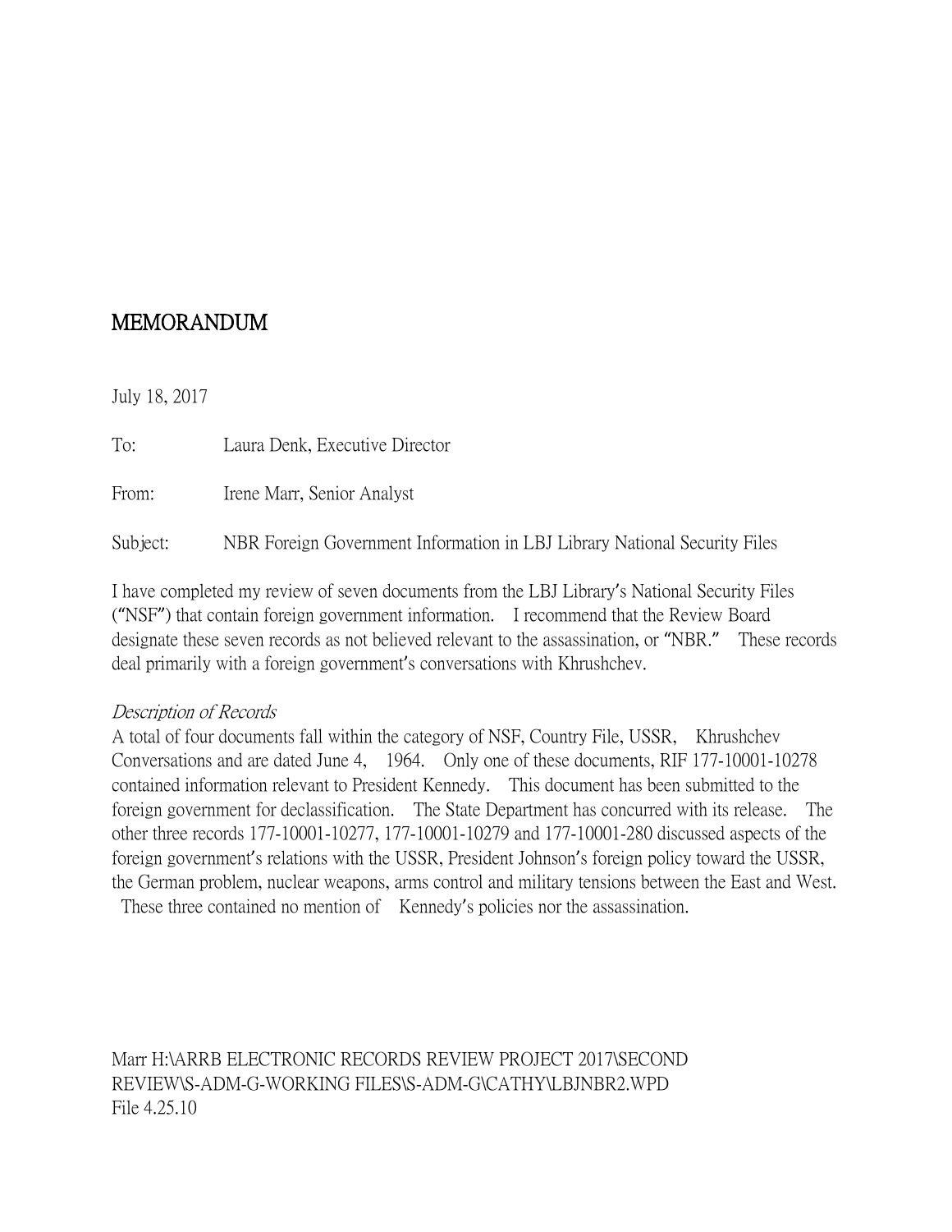# MEMORANDUM

July 18, 2017

To: Laura Denk, Executive Director

From: Irene Marr, Senior Analyst

Subject: NBR Foreign Government Information in LBJ Library National Security Files

I have completed my review of seven documents from the LBJ Library's National Security Files ("NSF") that contain foreign government information. I recommend that the Review Board designate these seven records as not believed relevant to the assassination, or "NBR." These records deal primarily with a foreign government's conversations with Khrushchev.

*Description of Records*

A total of four documents fall within the category of NSF, Country File, USSR, Khrushchev Conversations and are dated June 4, 1964. Only one of these documents, RIF 177-10001-10278 contained information relevant to President Kennedy. This document has been submitted to the foreign government for declassification. The State Department has concurred with its release. The other three records 177-10001-10277, 177-10001-10279 and 177-10001-280 discussed aspects of the foreign government's relations with the USSR, President Johnson's foreign policy toward the USSR, the German problem, nuclear weapons, arms control and military tensions between the East and West. These three contained no mention of Kennedy's policies nor the assassination.

Marr H:\ARRB ELECTRONIC RECORDS REVIEW PROJECT 2017\SECOND REVIEW\S-ADM-G-WORKING FILES\S-ADM-G\CATHY\LBJNBR2.WPD
File 4.25.10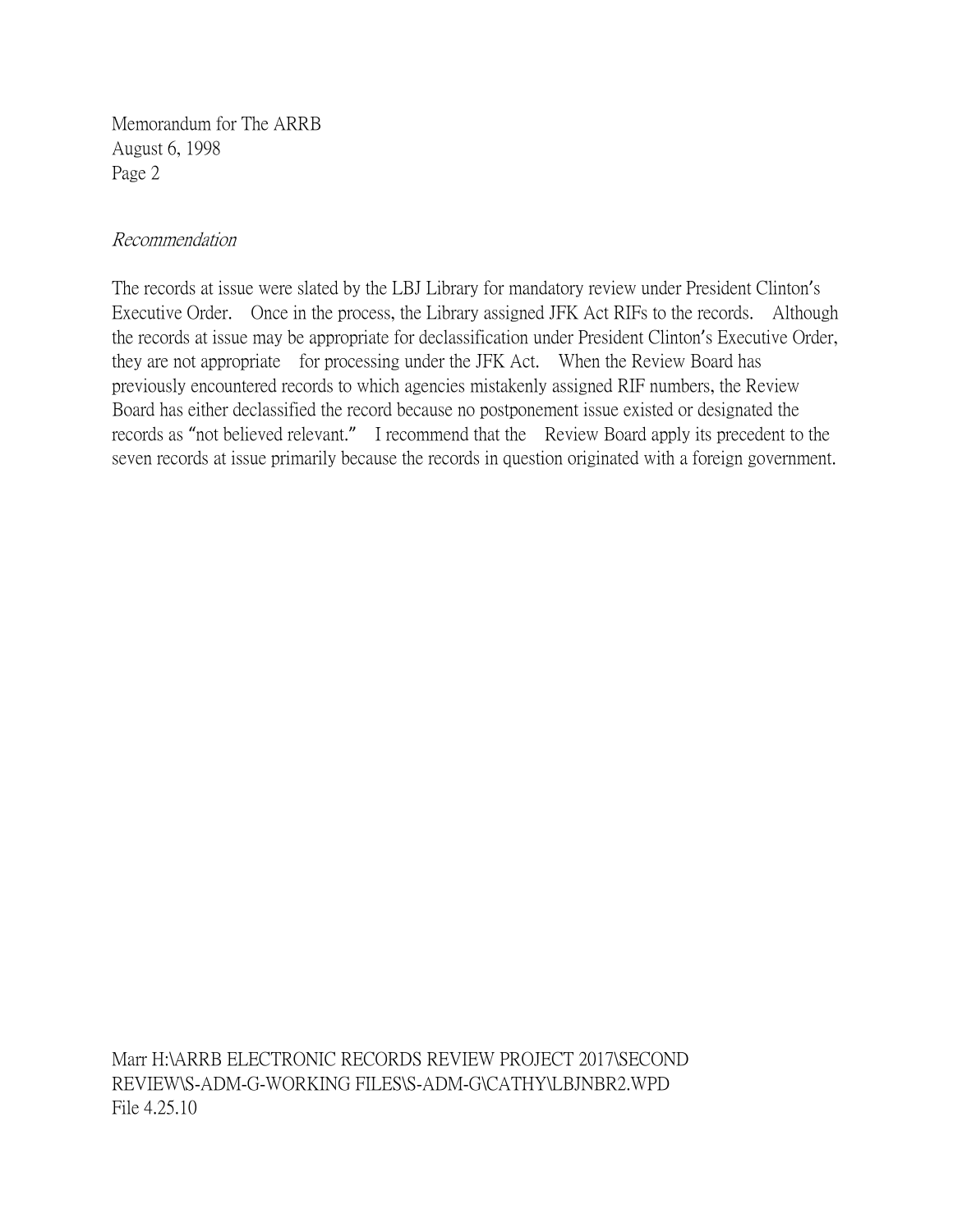*Recommendation*

The records at issue were slated by the LBJ Library for mandatory review under President Clinton's Executive Order. Once in the process, the Library assigned JFK Act RIFs to the records. Although the records at issue may be appropriate for declassification under President Clinton's Executive Order, they are not appropriate for processing under the JFK Act. When the Review Board has previously encountered records to which agencies mistakenly assigned RIF numbers, the Review Board has either declassified the record because no postponement issue existed or designated the records as "not believed relevant." I recommend that the Review Board apply its precedent to the seven records at issue primarily because the records in question originated with a foreign government.

Marr H:\ARRB ELECTRONIC RECORDS REVIEW PROJECT 2017\SECOND REVIEW\S-ADM-G-WORKING FILES\S-ADM-G\CATHY\LBJNBR2.WPD
File 4.25.10